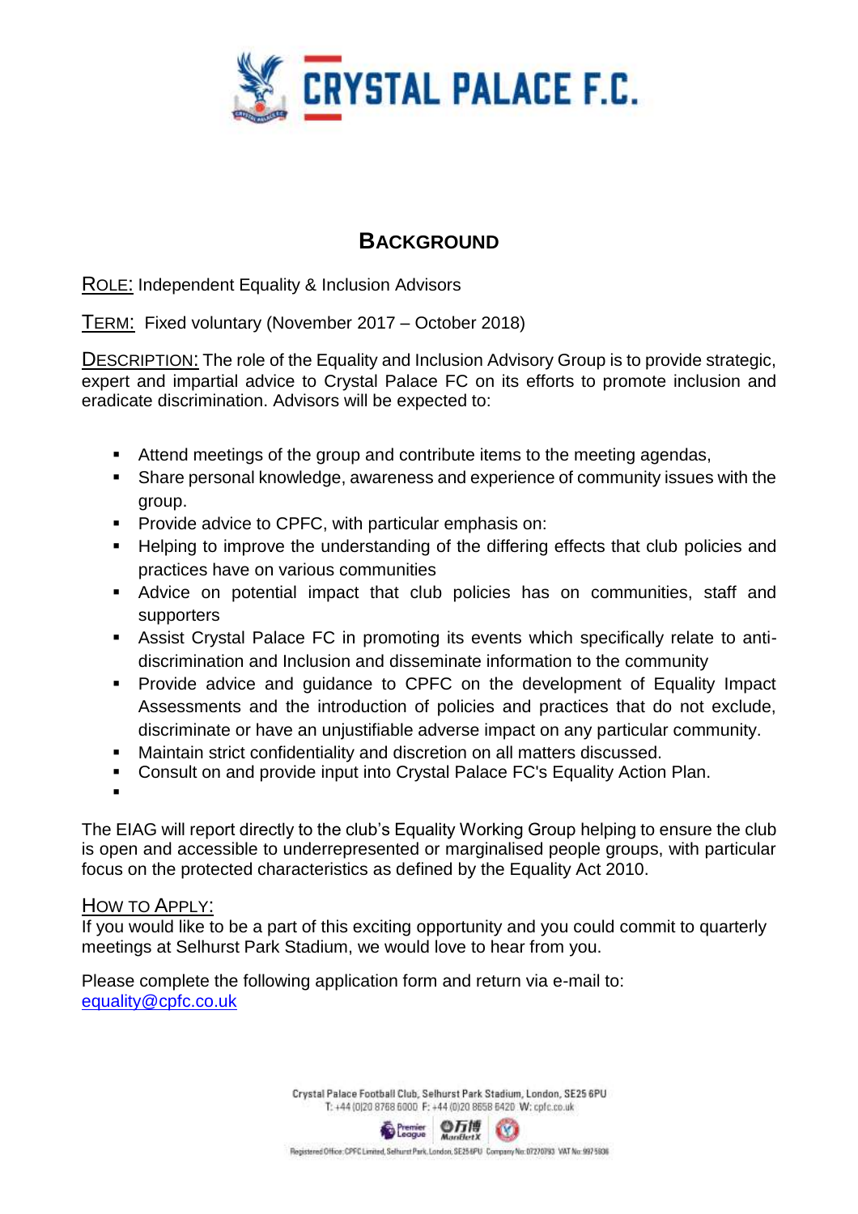CRYSTAL PALACE F.C.

## BACKGROUND

ROLE: Independent Equality & Inclusion Advisors

TERM: Fixed voluntary (November 2017 – October 2018)

DESCRIPTION: The role of the Equality and Inclusion Advisory Group is to provide strategic, expert and impartial advice to Crystal Palace FC on its efforts to promote inclusion and eradicate discrimination. Advisors will be expected to:

- Attend meetings of the group and contribute items to the meeting agendas,
- Share personal knowledge, awareness and experience of community issues with the group.
- Provide advice to CPFC, with particular emphasis on:
- Helping to improve the understanding of the differing effects that club policies and practices have on various communities
- Advice on potential impact that club policies has on communities, staff and supporters
- Assist Crystal Palace FC in promoting its events which specifically relate to anti-discrimination and Inclusion and disseminate information to the community
- Provide advice and guidance to CPFC on the development of Equality Impact Assessments and the introduction of policies and practices that do not exclude, discriminate or have an unjustifiable adverse impact on any particular community.
- Maintain strict confidentiality and discretion on all matters discussed.
- Consult on and provide input into Crystal Palace FC's Equality Action Plan.
-

The EIAG will report directly to the club's Equality Working Group helping to ensure the club is open and accessible to underrepresented or marginalised people groups, with particular focus on the protected characteristics as defined by the Equality Act 2010.

HOW TO APPLY:
If you would like to be a part of this exciting opportunity and you could commit to quarterly meetings at Selhurst Park Stadium, we would love to hear from you.

Please complete the following application form and return via e-mail to: equality@cpfc.co.uk

Crystal Palace Football Club, Selhurst Park Stadium, London, SE25 6PU
T: +44 (0)20 8768 6000 F: +44 (0)20 8658 6420 W: cpfc.co.uk

Registered Office: CPFC Limited, Selhurst Park, London, SE25 6PU Company No: 07270793 VAT No: 997 5936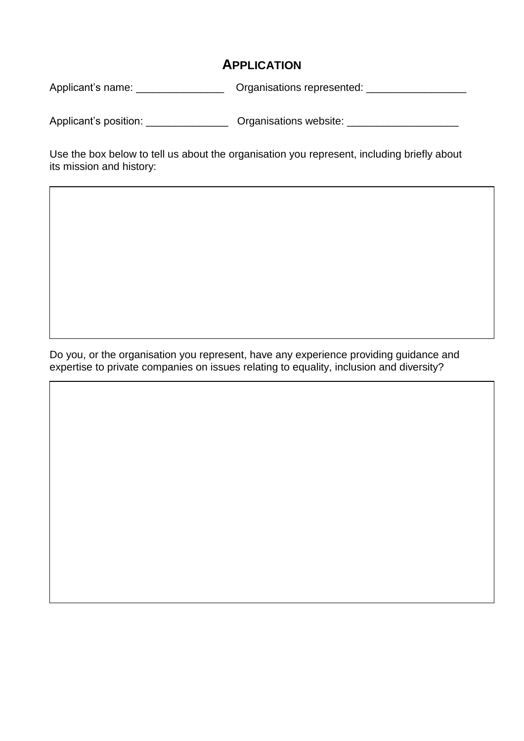# APPLICATION

Applicant's name: _______________ Organisations represented: _________________

Applicant's position: ______________ Organisations website: ___________________

Use the box below to tell us about the organisation you represent, including briefly about its mission and history:

| |
|---|
| |

Do you, or the organisation you represent, have any experience providing guidance and expertise to private companies on issues relating to equality, inclusion and diversity?

| |
|---|
| |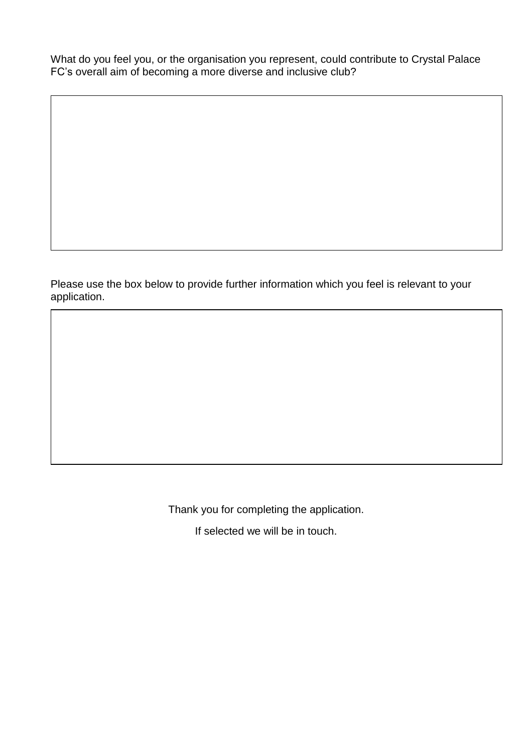What do you feel you, or the organisation you represent, could contribute to Crystal Palace FC's overall aim of becoming a more diverse and inclusive club?

| |
|---|
| |

Please use the box below to provide further information which you feel is relevant to your application.

| |
|---|
| |

Thank you for completing the application.

If selected we will be in touch.